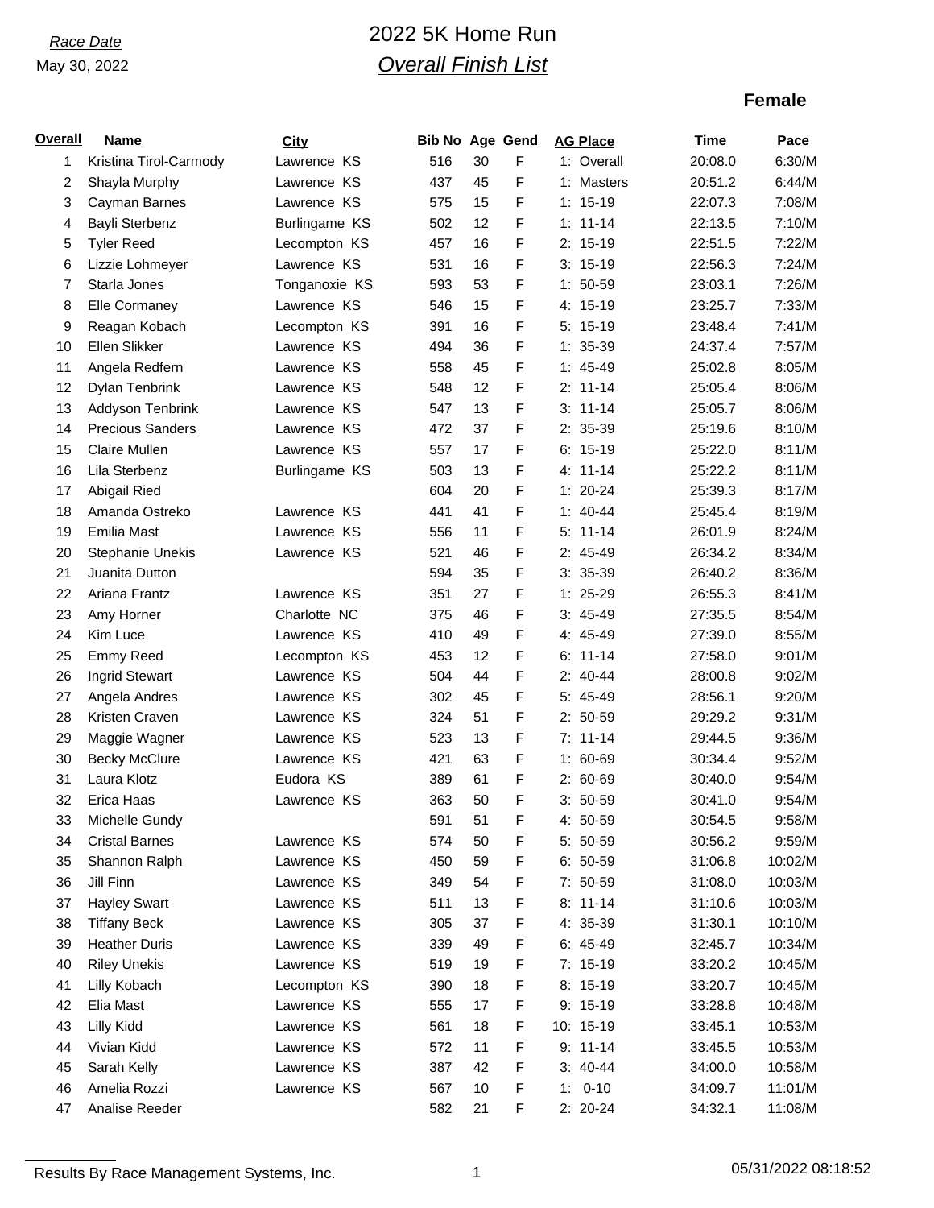*Race Date*

May 30, 2022

# 2022 5K Home Run

## *Overall Finish List*

### Female

| Overall | Name | City | Bib No | Age | Gend | AG Place | Time | Pace |
|---|---|---|---|---|---|---|---|---|
| 1 | Kristina Tirol-Carmody | Lawrence KS | 516 | 30 | F | 1: Overall | 20:08.0 | 6:30/M |
| 2 | Shayla Murphy | Lawrence KS | 437 | 45 | F | 1: Masters | 20:51.2 | 6:44/M |
| 3 | Cayman Barnes | Lawrence KS | 575 | 15 | F | 1: 15-19 | 22:07.3 | 7:08/M |
| 4 | Bayli Sterbenz | Burlingame KS | 502 | 12 | F | 1: 11-14 | 22:13.5 | 7:10/M |
| 5 | Tyler Reed | Lecompton KS | 457 | 16 | F | 2: 15-19 | 22:51.5 | 7:22/M |
| 6 | Lizzie Lohmeyer | Lawrence KS | 531 | 16 | F | 3: 15-19 | 22:56.3 | 7:24/M |
| 7 | Starla Jones | Tonganoxie KS | 593 | 53 | F | 1: 50-59 | 23:03.1 | 7:26/M |
| 8 | Elle Cormaney | Lawrence KS | 546 | 15 | F | 4: 15-19 | 23:25.7 | 7:33/M |
| 9 | Reagan Kobach | Lecompton KS | 391 | 16 | F | 5: 15-19 | 23:48.4 | 7:41/M |
| 10 | Ellen Slikker | Lawrence KS | 494 | 36 | F | 1: 35-39 | 24:37.4 | 7:57/M |
| 11 | Angela Redfern | Lawrence KS | 558 | 45 | F | 1: 45-49 | 25:02.8 | 8:05/M |
| 12 | Dylan Tenbrink | Lawrence KS | 548 | 12 | F | 2: 11-14 | 25:05.4 | 8:06/M |
| 13 | Addyson Tenbrink | Lawrence KS | 547 | 13 | F | 3: 11-14 | 25:05.7 | 8:06/M |
| 14 | Precious Sanders | Lawrence KS | 472 | 37 | F | 2: 35-39 | 25:19.6 | 8:10/M |
| 15 | Claire Mullen | Lawrence KS | 557 | 17 | F | 6: 15-19 | 25:22.0 | 8:11/M |
| 16 | Lila Sterbenz | Burlingame KS | 503 | 13 | F | 4: 11-14 | 25:22.2 | 8:11/M |
| 17 | Abigail Ried | | 604 | 20 | F | 1: 20-24 | 25:39.3 | 8:17/M |
| 18 | Amanda Ostreko | Lawrence KS | 441 | 41 | F | 1: 40-44 | 25:45.4 | 8:19/M |
| 19 | Emilia Mast | Lawrence KS | 556 | 11 | F | 5: 11-14 | 26:01.9 | 8:24/M |
| 20 | Stephanie Unekis | Lawrence KS | 521 | 46 | F | 2: 45-49 | 26:34.2 | 8:34/M |
| 21 | Juanita Dutton | | 594 | 35 | F | 3: 35-39 | 26:40.2 | 8:36/M |
| 22 | Ariana Frantz | Lawrence KS | 351 | 27 | F | 1: 25-29 | 26:55.3 | 8:41/M |
| 23 | Amy Horner | Charlotte NC | 375 | 46 | F | 3: 45-49 | 27:35.5 | 8:54/M |
| 24 | Kim Luce | Lawrence KS | 410 | 49 | F | 4: 45-49 | 27:39.0 | 8:55/M |
| 25 | Emmy Reed | Lecompton KS | 453 | 12 | F | 6: 11-14 | 27:58.0 | 9:01/M |
| 26 | Ingrid Stewart | Lawrence KS | 504 | 44 | F | 2: 40-44 | 28:00.8 | 9:02/M |
| 27 | Angela Andres | Lawrence KS | 302 | 45 | F | 5: 45-49 | 28:56.1 | 9:20/M |
| 28 | Kristen Craven | Lawrence KS | 324 | 51 | F | 2: 50-59 | 29:29.2 | 9:31/M |
| 29 | Maggie Wagner | Lawrence KS | 523 | 13 | F | 7: 11-14 | 29:44.5 | 9:36/M |
| 30 | Becky McClure | Lawrence KS | 421 | 63 | F | 1: 60-69 | 30:34.4 | 9:52/M |
| 31 | Laura Klotz | Eudora KS | 389 | 61 | F | 2: 60-69 | 30:40.0 | 9:54/M |
| 32 | Erica Haas | Lawrence KS | 363 | 50 | F | 3: 50-59 | 30:41.0 | 9:54/M |
| 33 | Michelle Gundy | | 591 | 51 | F | 4: 50-59 | 30:54.5 | 9:58/M |
| 34 | Cristal Barnes | Lawrence KS | 574 | 50 | F | 5: 50-59 | 30:56.2 | 9:59/M |
| 35 | Shannon Ralph | Lawrence KS | 450 | 59 | F | 6: 50-59 | 31:06.8 | 10:02/M |
| 36 | Jill Finn | Lawrence KS | 349 | 54 | F | 7: 50-59 | 31:08.0 | 10:03/M |
| 37 | Hayley Swart | Lawrence KS | 511 | 13 | F | 8: 11-14 | 31:10.6 | 10:03/M |
| 38 | Tiffany Beck | Lawrence KS | 305 | 37 | F | 4: 35-39 | 31:30.1 | 10:10/M |
| 39 | Heather Duris | Lawrence KS | 339 | 49 | F | 6: 45-49 | 32:45.7 | 10:34/M |
| 40 | Riley Unekis | Lawrence KS | 519 | 19 | F | 7: 15-19 | 33:20.2 | 10:45/M |
| 41 | Lilly Kobach | Lecompton KS | 390 | 18 | F | 8: 15-19 | 33:20.7 | 10:45/M |
| 42 | Elia Mast | Lawrence KS | 555 | 17 | F | 9: 15-19 | 33:28.8 | 10:48/M |
| 43 | Lilly Kidd | Lawrence KS | 561 | 18 | F | 10: 15-19 | 33:45.1 | 10:53/M |
| 44 | Vivian Kidd | Lawrence KS | 572 | 11 | F | 9: 11-14 | 33:45.5 | 10:53/M |
| 45 | Sarah Kelly | Lawrence KS | 387 | 42 | F | 3: 40-44 | 34:00.0 | 10:58/M |
| 46 | Amelia Rozzi | Lawrence KS | 567 | 10 | F | 1: 0-10 | 34:09.7 | 11:01/M |
| 47 | Analise Reeder | | 582 | 21 | F | 2: 20-24 | 34:32.1 | 11:08/M |

Results By Race Management Systems, Inc.

05/31/2022 08:18:52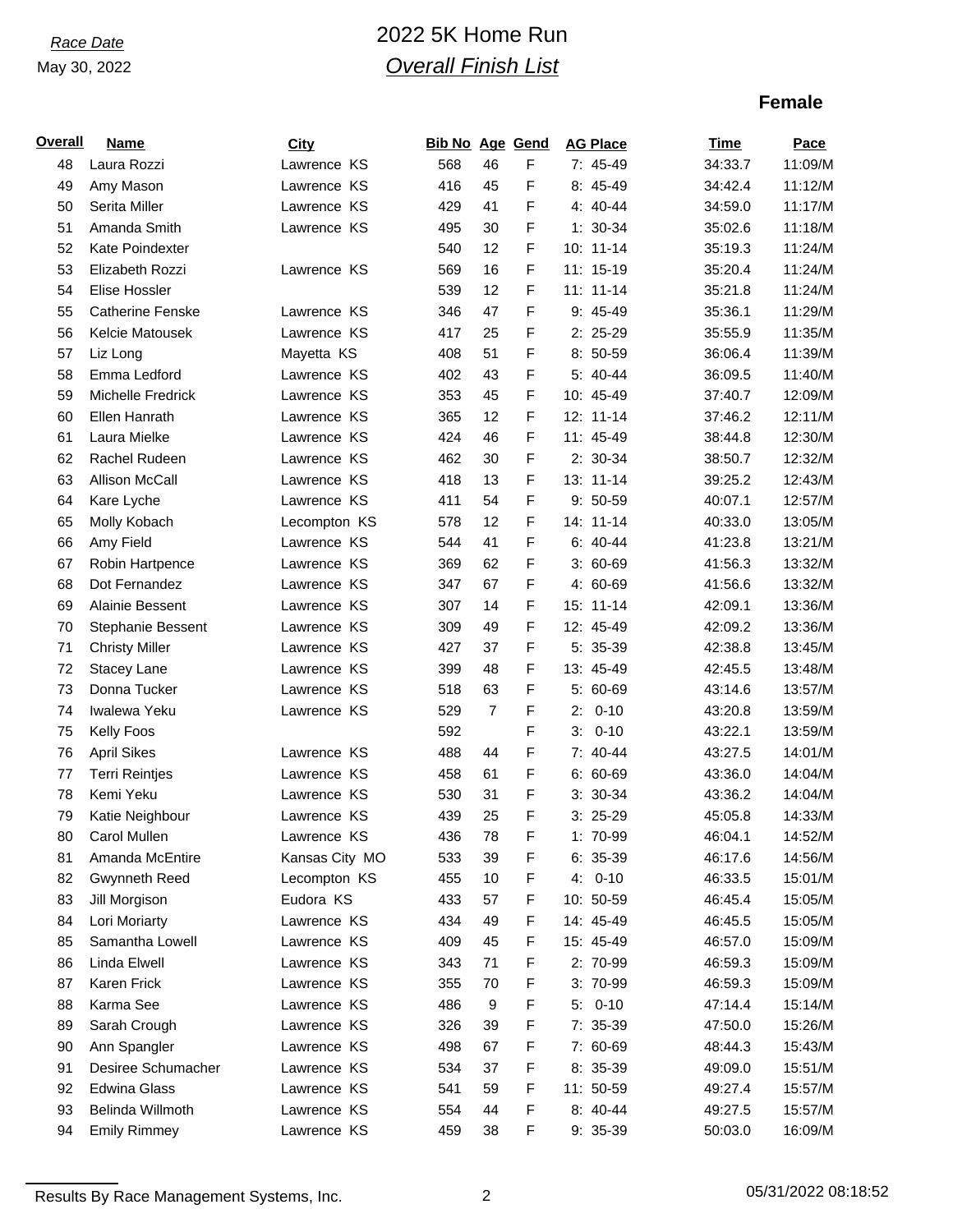*Race Date*
May 30, 2022

# 2022 5K Home Run
## *Overall Finish List*

**Female**

| Overall | Name | City | Bib No | Age | Gend | AG Place | Time | Pace |
|---|---|---|---|---|---|---|---|---|
| 48 | Laura Rozzi | Lawrence KS | 568 | 46 | F | 7: 45-49 | 34:33.7 | 11:09/M |
| 49 | Amy Mason | Lawrence KS | 416 | 45 | F | 8: 45-49 | 34:42.4 | 11:12/M |
| 50 | Serita Miller | Lawrence KS | 429 | 41 | F | 4: 40-44 | 34:59.0 | 11:17/M |
| 51 | Amanda Smith | Lawrence KS | 495 | 30 | F | 1: 30-34 | 35:02.6 | 11:18/M |
| 52 | Kate Poindexter | | 540 | 12 | F | 10: 11-14 | 35:19.3 | 11:24/M |
| 53 | Elizabeth Rozzi | Lawrence KS | 569 | 16 | F | 11: 15-19 | 35:20.4 | 11:24/M |
| 54 | Elise Hossler | | 539 | 12 | F | 11: 11-14 | 35:21.8 | 11:24/M |
| 55 | Catherine Fenske | Lawrence KS | 346 | 47 | F | 9: 45-49 | 35:36.1 | 11:29/M |
| 56 | Kelcie Matousek | Lawrence KS | 417 | 25 | F | 2: 25-29 | 35:55.9 | 11:35/M |
| 57 | Liz Long | Mayetta KS | 408 | 51 | F | 8: 50-59 | 36:06.4 | 11:39/M |
| 58 | Emma Ledford | Lawrence KS | 402 | 43 | F | 5: 40-44 | 36:09.5 | 11:40/M |
| 59 | Michelle Fredrick | Lawrence KS | 353 | 45 | F | 10: 45-49 | 37:40.7 | 12:09/M |
| 60 | Ellen Hanrath | Lawrence KS | 365 | 12 | F | 12: 11-14 | 37:46.2 | 12:11/M |
| 61 | Laura Mielke | Lawrence KS | 424 | 46 | F | 11: 45-49 | 38:44.8 | 12:30/M |
| 62 | Rachel Rudeen | Lawrence KS | 462 | 30 | F | 2: 30-34 | 38:50.7 | 12:32/M |
| 63 | Allison McCall | Lawrence KS | 418 | 13 | F | 13: 11-14 | 39:25.2 | 12:43/M |
| 64 | Kare Lyche | Lawrence KS | 411 | 54 | F | 9: 50-59 | 40:07.1 | 12:57/M |
| 65 | Molly Kobach | Lecompton KS | 578 | 12 | F | 14: 11-14 | 40:33.0 | 13:05/M |
| 66 | Amy Field | Lawrence KS | 544 | 41 | F | 6: 40-44 | 41:23.8 | 13:21/M |
| 67 | Robin Hartpence | Lawrence KS | 369 | 62 | F | 3: 60-69 | 41:56.3 | 13:32/M |
| 68 | Dot Fernandez | Lawrence KS | 347 | 67 | F | 4: 60-69 | 41:56.6 | 13:32/M |
| 69 | Alainie Bessent | Lawrence KS | 307 | 14 | F | 15: 11-14 | 42:09.1 | 13:36/M |
| 70 | Stephanie Bessent | Lawrence KS | 309 | 49 | F | 12: 45-49 | 42:09.2 | 13:36/M |
| 71 | Christy Miller | Lawrence KS | 427 | 37 | F | 5: 35-39 | 42:38.8 | 13:45/M |
| 72 | Stacey Lane | Lawrence KS | 399 | 48 | F | 13: 45-49 | 42:45.5 | 13:48/M |
| 73 | Donna Tucker | Lawrence KS | 518 | 63 | F | 5: 60-69 | 43:14.6 | 13:57/M |
| 74 | Iwalewa Yeku | Lawrence KS | 529 | 7 | F | 2: 0-10 | 43:20.8 | 13:59/M |
| 75 | Kelly Foos | | 592 | | F | 3: 0-10 | 43:22.1 | 13:59/M |
| 76 | April Sikes | Lawrence KS | 488 | 44 | F | 7: 40-44 | 43:27.5 | 14:01/M |
| 77 | Terri Reintjes | Lawrence KS | 458 | 61 | F | 6: 60-69 | 43:36.0 | 14:04/M |
| 78 | Kemi Yeku | Lawrence KS | 530 | 31 | F | 3: 30-34 | 43:36.2 | 14:04/M |
| 79 | Katie Neighbour | Lawrence KS | 439 | 25 | F | 3: 25-29 | 45:05.8 | 14:33/M |
| 80 | Carol Mullen | Lawrence KS | 436 | 78 | F | 1: 70-99 | 46:04.1 | 14:52/M |
| 81 | Amanda McEntire | Kansas City MO | 533 | 39 | F | 6: 35-39 | 46:17.6 | 14:56/M |
| 82 | Gwynneth Reed | Lecompton KS | 455 | 10 | F | 4: 0-10 | 46:33.5 | 15:01/M |
| 83 | Jill Morgison | Eudora KS | 433 | 57 | F | 10: 50-59 | 46:45.4 | 15:05/M |
| 84 | Lori Moriarty | Lawrence KS | 434 | 49 | F | 14: 45-49 | 46:45.5 | 15:05/M |
| 85 | Samantha Lowell | Lawrence KS | 409 | 45 | F | 15: 45-49 | 46:57.0 | 15:09/M |
| 86 | Linda Elwell | Lawrence KS | 343 | 71 | F | 2: 70-99 | 46:59.3 | 15:09/M |
| 87 | Karen Frick | Lawrence KS | 355 | 70 | F | 3: 70-99 | 46:59.3 | 15:09/M |
| 88 | Karma See | Lawrence KS | 486 | 9 | F | 5: 0-10 | 47:14.4 | 15:14/M |
| 89 | Sarah Crough | Lawrence KS | 326 | 39 | F | 7: 35-39 | 47:50.0 | 15:26/M |
| 90 | Ann Spangler | Lawrence KS | 498 | 67 | F | 7: 60-69 | 48:44.3 | 15:43/M |
| 91 | Desiree Schumacher | Lawrence KS | 534 | 37 | F | 8: 35-39 | 49:09.0 | 15:51/M |
| 92 | Edwina Glass | Lawrence KS | 541 | 59 | F | 11: 50-59 | 49:27.4 | 15:57/M |
| 93 | Belinda Willmoth | Lawrence KS | 554 | 44 | F | 8: 40-44 | 49:27.5 | 15:57/M |
| 94 | Emily Rimmey | Lawrence KS | 459 | 38 | F | 9: 35-39 | 50:03.0 | 16:09/M |

Results By Race Management Systems, Inc. 05/31/2022 08:18:52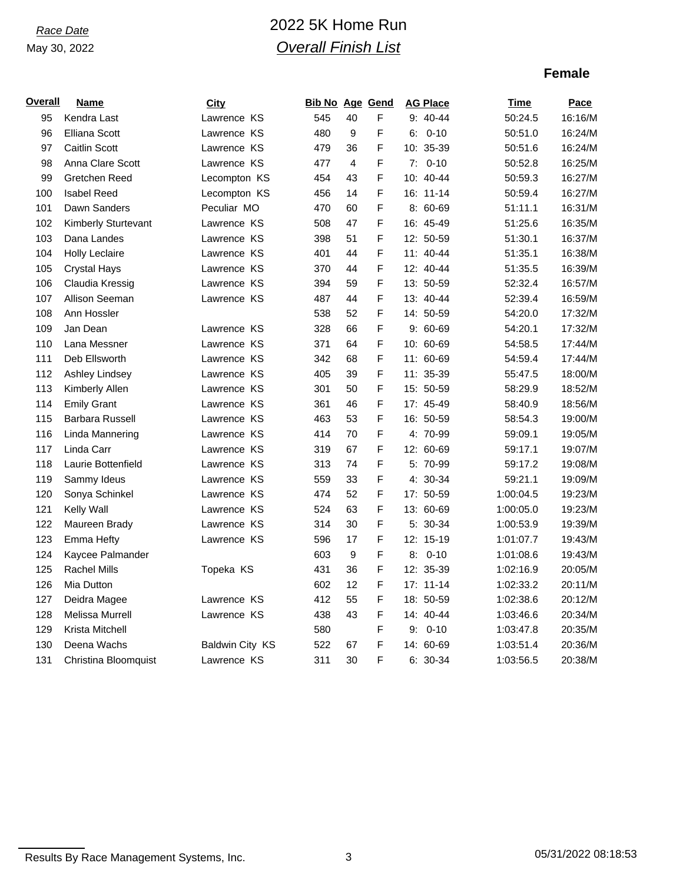*Race Date*

May 30, 2022

# 2022 5K Home Run

## *Overall Finish List*

### Female

| Overall | Name | City | Bib No | Age | Gend | AG Place | Time | Pace |
|---|---|---|---|---|---|---|---|---|
| 95 | Kendra Last | Lawrence KS | 545 | 40 | F | 9: 40-44 | 50:24.5 | 16:16/M |
| 96 | Elliana Scott | Lawrence KS | 480 | 9 | F | 6: 0-10 | 50:51.0 | 16:24/M |
| 97 | Caitlin Scott | Lawrence KS | 479 | 36 | F | 10: 35-39 | 50:51.6 | 16:24/M |
| 98 | Anna Clare Scott | Lawrence KS | 477 | 4 | F | 7: 0-10 | 50:52.8 | 16:25/M |
| 99 | Gretchen Reed | Lecompton KS | 454 | 43 | F | 10: 40-44 | 50:59.3 | 16:27/M |
| 100 | Isabel Reed | Lecompton KS | 456 | 14 | F | 16: 11-14 | 50:59.4 | 16:27/M |
| 101 | Dawn Sanders | Peculiar MO | 470 | 60 | F | 8: 60-69 | 51:11.1 | 16:31/M |
| 102 | Kimberly Sturtevant | Lawrence KS | 508 | 47 | F | 16: 45-49 | 51:25.6 | 16:35/M |
| 103 | Dana Landes | Lawrence KS | 398 | 51 | F | 12: 50-59 | 51:30.1 | 16:37/M |
| 104 | Holly Leclaire | Lawrence KS | 401 | 44 | F | 11: 40-44 | 51:35.1 | 16:38/M |
| 105 | Crystal Hays | Lawrence KS | 370 | 44 | F | 12: 40-44 | 51:35.5 | 16:39/M |
| 106 | Claudia Kressig | Lawrence KS | 394 | 59 | F | 13: 50-59 | 52:32.4 | 16:57/M |
| 107 | Allison Seeman | Lawrence KS | 487 | 44 | F | 13: 40-44 | 52:39.4 | 16:59/M |
| 108 | Ann Hossler | | 538 | 52 | F | 14: 50-59 | 54:20.0 | 17:32/M |
| 109 | Jan Dean | Lawrence KS | 328 | 66 | F | 9: 60-69 | 54:20.1 | 17:32/M |
| 110 | Lana Messner | Lawrence KS | 371 | 64 | F | 10: 60-69 | 54:58.5 | 17:44/M |
| 111 | Deb Ellsworth | Lawrence KS | 342 | 68 | F | 11: 60-69 | 54:59.4 | 17:44/M |
| 112 | Ashley Lindsey | Lawrence KS | 405 | 39 | F | 11: 35-39 | 55:47.5 | 18:00/M |
| 113 | Kimberly Allen | Lawrence KS | 301 | 50 | F | 15: 50-59 | 58:29.9 | 18:52/M |
| 114 | Emily Grant | Lawrence KS | 361 | 46 | F | 17: 45-49 | 58:40.9 | 18:56/M |
| 115 | Barbara Russell | Lawrence KS | 463 | 53 | F | 16: 50-59 | 58:54.3 | 19:00/M |
| 116 | Linda Mannering | Lawrence KS | 414 | 70 | F | 4: 70-99 | 59:09.1 | 19:05/M |
| 117 | Linda Carr | Lawrence KS | 319 | 67 | F | 12: 60-69 | 59:17.1 | 19:07/M |
| 118 | Laurie Bottenfield | Lawrence KS | 313 | 74 | F | 5: 70-99 | 59:17.2 | 19:08/M |
| 119 | Sammy Ideus | Lawrence KS | 559 | 33 | F | 4: 30-34 | 59:21.1 | 19:09/M |
| 120 | Sonya Schinkel | Lawrence KS | 474 | 52 | F | 17: 50-59 | 1:00:04.5 | 19:23/M |
| 121 | Kelly Wall | Lawrence KS | 524 | 63 | F | 13: 60-69 | 1:00:05.0 | 19:23/M |
| 122 | Maureen Brady | Lawrence KS | 314 | 30 | F | 5: 30-34 | 1:00:53.9 | 19:39/M |
| 123 | Emma Hefty | Lawrence KS | 596 | 17 | F | 12: 15-19 | 1:01:07.7 | 19:43/M |
| 124 | Kaycee Palmander | | 603 | 9 | F | 8: 0-10 | 1:01:08.6 | 19:43/M |
| 125 | Rachel Mills | Topeka KS | 431 | 36 | F | 12: 35-39 | 1:02:16.9 | 20:05/M |
| 126 | Mia Dutton | | 602 | 12 | F | 17: 11-14 | 1:02:33.2 | 20:11/M |
| 127 | Deidra Magee | Lawrence KS | 412 | 55 | F | 18: 50-59 | 1:02:38.6 | 20:12/M |
| 128 | Melissa Murrell | Lawrence KS | 438 | 43 | F | 14: 40-44 | 1:03:46.6 | 20:34/M |
| 129 | Krista Mitchell | | 580 | | F | 9: 0-10 | 1:03:47.8 | 20:35/M |
| 130 | Deena Wachs | Baldwin City KS | 522 | 67 | F | 14: 60-69 | 1:03:51.4 | 20:36/M |
| 131 | Christina Bloomquist | Lawrence KS | 311 | 30 | F | 6: 30-34 | 1:03:56.5 | 20:38/M |

Results By Race Management Systems, Inc. 05/31/2022 08:18:53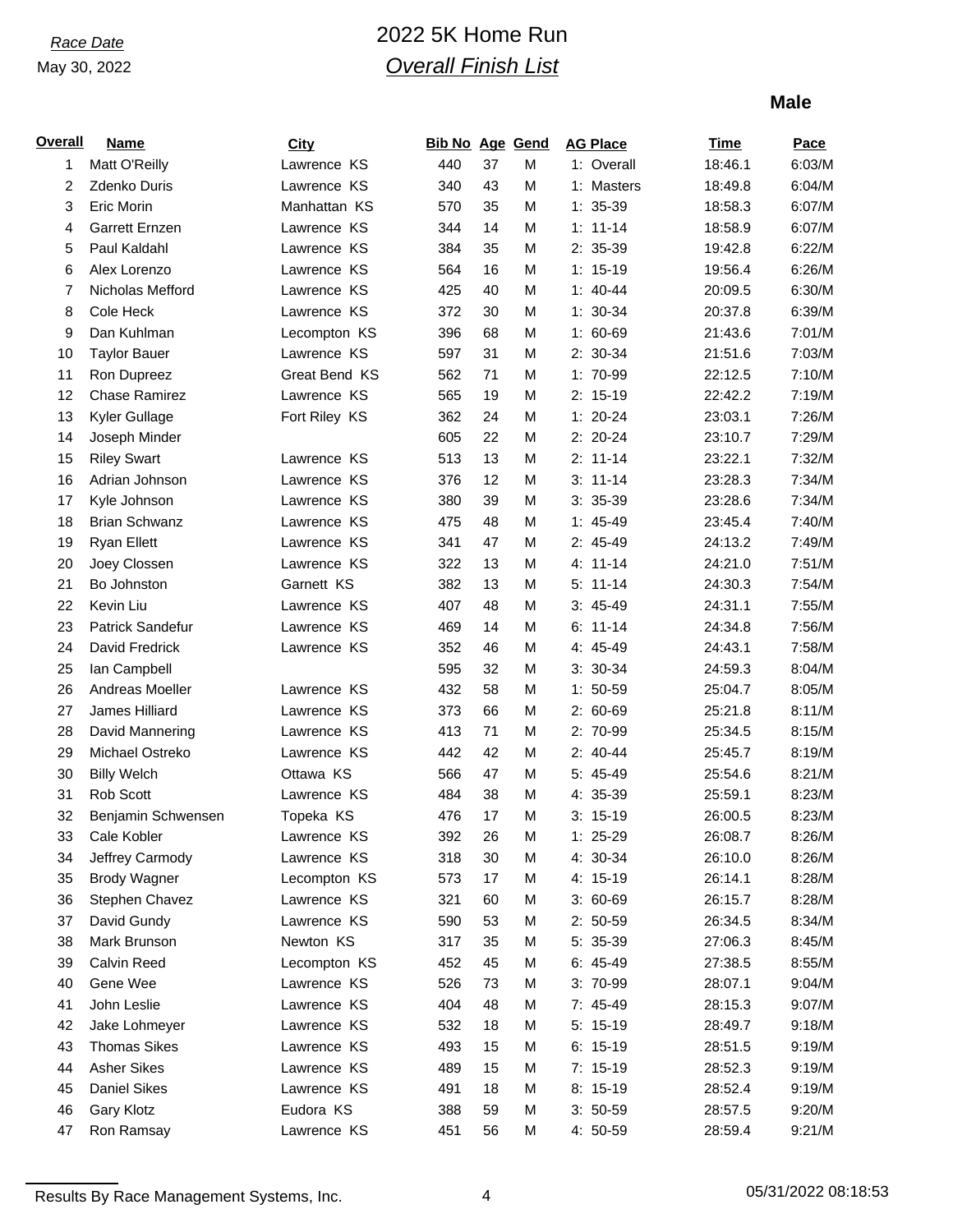*Race Date*

May 30, 2022

# 2022 5K Home Run

## *Overall Finish List*

**Male**

| Overall | Name | City | Bib No | Age | Gend | AG Place | Time | Pace |
|---|---|---|---|---|---|---|---|---|
| 1 | Matt O'Reilly | Lawrence KS | 440 | 37 | M | 1: Overall | 18:46.1 | 6:03/M |
| 2 | Zdenko Duris | Lawrence KS | 340 | 43 | M | 1: Masters | 18:49.8 | 6:04/M |
| 3 | Eric Morin | Manhattan KS | 570 | 35 | M | 1: 35-39 | 18:58.3 | 6:07/M |
| 4 | Garrett Ernzen | Lawrence KS | 344 | 14 | M | 1: 11-14 | 18:58.9 | 6:07/M |
| 5 | Paul Kaldahl | Lawrence KS | 384 | 35 | M | 2: 35-39 | 19:42.8 | 6:22/M |
| 6 | Alex Lorenzo | Lawrence KS | 564 | 16 | M | 1: 15-19 | 19:56.4 | 6:26/M |
| 7 | Nicholas Mefford | Lawrence KS | 425 | 40 | M | 1: 40-44 | 20:09.5 | 6:30/M |
| 8 | Cole Heck | Lawrence KS | 372 | 30 | M | 1: 30-34 | 20:37.8 | 6:39/M |
| 9 | Dan Kuhlman | Lecompton KS | 396 | 68 | M | 1: 60-69 | 21:43.6 | 7:01/M |
| 10 | Taylor Bauer | Lawrence KS | 597 | 31 | M | 2: 30-34 | 21:51.6 | 7:03/M |
| 11 | Ron Dupreez | Great Bend KS | 562 | 71 | M | 1: 70-99 | 22:12.5 | 7:10/M |
| 12 | Chase Ramirez | Lawrence KS | 565 | 19 | M | 2: 15-19 | 22:42.2 | 7:19/M |
| 13 | Kyler Gullage | Fort Riley KS | 362 | 24 | M | 1: 20-24 | 23:03.1 | 7:26/M |
| 14 | Joseph Minder | | 605 | 22 | M | 2: 20-24 | 23:10.7 | 7:29/M |
| 15 | Riley Swart | Lawrence KS | 513 | 13 | M | 2: 11-14 | 23:22.1 | 7:32/M |
| 16 | Adrian Johnson | Lawrence KS | 376 | 12 | M | 3: 11-14 | 23:28.3 | 7:34/M |
| 17 | Kyle Johnson | Lawrence KS | 380 | 39 | M | 3: 35-39 | 23:28.6 | 7:34/M |
| 18 | Brian Schwanz | Lawrence KS | 475 | 48 | M | 1: 45-49 | 23:45.4 | 7:40/M |
| 19 | Ryan Ellett | Lawrence KS | 341 | 47 | M | 2: 45-49 | 24:13.2 | 7:49/M |
| 20 | Joey Clossen | Lawrence KS | 322 | 13 | M | 4: 11-14 | 24:21.0 | 7:51/M |
| 21 | Bo Johnston | Garnett KS | 382 | 13 | M | 5: 11-14 | 24:30.3 | 7:54/M |
| 22 | Kevin Liu | Lawrence KS | 407 | 48 | M | 3: 45-49 | 24:31.1 | 7:55/M |
| 23 | Patrick Sandefur | Lawrence KS | 469 | 14 | M | 6: 11-14 | 24:34.8 | 7:56/M |
| 24 | David Fredrick | Lawrence KS | 352 | 46 | M | 4: 45-49 | 24:43.1 | 7:58/M |
| 25 | Ian Campbell | | 595 | 32 | M | 3: 30-34 | 24:59.3 | 8:04/M |
| 26 | Andreas Moeller | Lawrence KS | 432 | 58 | M | 1: 50-59 | 25:04.7 | 8:05/M |
| 27 | James Hilliard | Lawrence KS | 373 | 66 | M | 2: 60-69 | 25:21.8 | 8:11/M |
| 28 | David Mannering | Lawrence KS | 413 | 71 | M | 2: 70-99 | 25:34.5 | 8:15/M |
| 29 | Michael Ostreko | Lawrence KS | 442 | 42 | M | 2: 40-44 | 25:45.7 | 8:19/M |
| 30 | Billy Welch | Ottawa KS | 566 | 47 | M | 5: 45-49 | 25:54.6 | 8:21/M |
| 31 | Rob Scott | Lawrence KS | 484 | 38 | M | 4: 35-39 | 25:59.1 | 8:23/M |
| 32 | Benjamin Schwensen | Topeka KS | 476 | 17 | M | 3: 15-19 | 26:00.5 | 8:23/M |
| 33 | Cale Kobler | Lawrence KS | 392 | 26 | M | 1: 25-29 | 26:08.7 | 8:26/M |
| 34 | Jeffrey Carmody | Lawrence KS | 318 | 30 | M | 4: 30-34 | 26:10.0 | 8:26/M |
| 35 | Brody Wagner | Lecompton KS | 573 | 17 | M | 4: 15-19 | 26:14.1 | 8:28/M |
| 36 | Stephen Chavez | Lawrence KS | 321 | 60 | M | 3: 60-69 | 26:15.7 | 8:28/M |
| 37 | David Gundy | Lawrence KS | 590 | 53 | M | 2: 50-59 | 26:34.5 | 8:34/M |
| 38 | Mark Brunson | Newton KS | 317 | 35 | M | 5: 35-39 | 27:06.3 | 8:45/M |
| 39 | Calvin Reed | Lecompton KS | 452 | 45 | M | 6: 45-49 | 27:38.5 | 8:55/M |
| 40 | Gene Wee | Lawrence KS | 526 | 73 | M | 3: 70-99 | 28:07.1 | 9:04/M |
| 41 | John Leslie | Lawrence KS | 404 | 48 | M | 7: 45-49 | 28:15.3 | 9:07/M |
| 42 | Jake Lohmeyer | Lawrence KS | 532 | 18 | M | 5: 15-19 | 28:49.7 | 9:18/M |
| 43 | Thomas Sikes | Lawrence KS | 493 | 15 | M | 6: 15-19 | 28:51.5 | 9:19/M |
| 44 | Asher Sikes | Lawrence KS | 489 | 15 | M | 7: 15-19 | 28:52.3 | 9:19/M |
| 45 | Daniel Sikes | Lawrence KS | 491 | 18 | M | 8: 15-19 | 28:52.4 | 9:19/M |
| 46 | Gary Klotz | Eudora KS | 388 | 59 | M | 3: 50-59 | 28:57.5 | 9:20/M |
| 47 | Ron Ramsay | Lawrence KS | 451 | 56 | M | 4: 50-59 | 28:59.4 | 9:21/M |

Results By Race Management Systems, Inc. 05/31/2022 08:18:53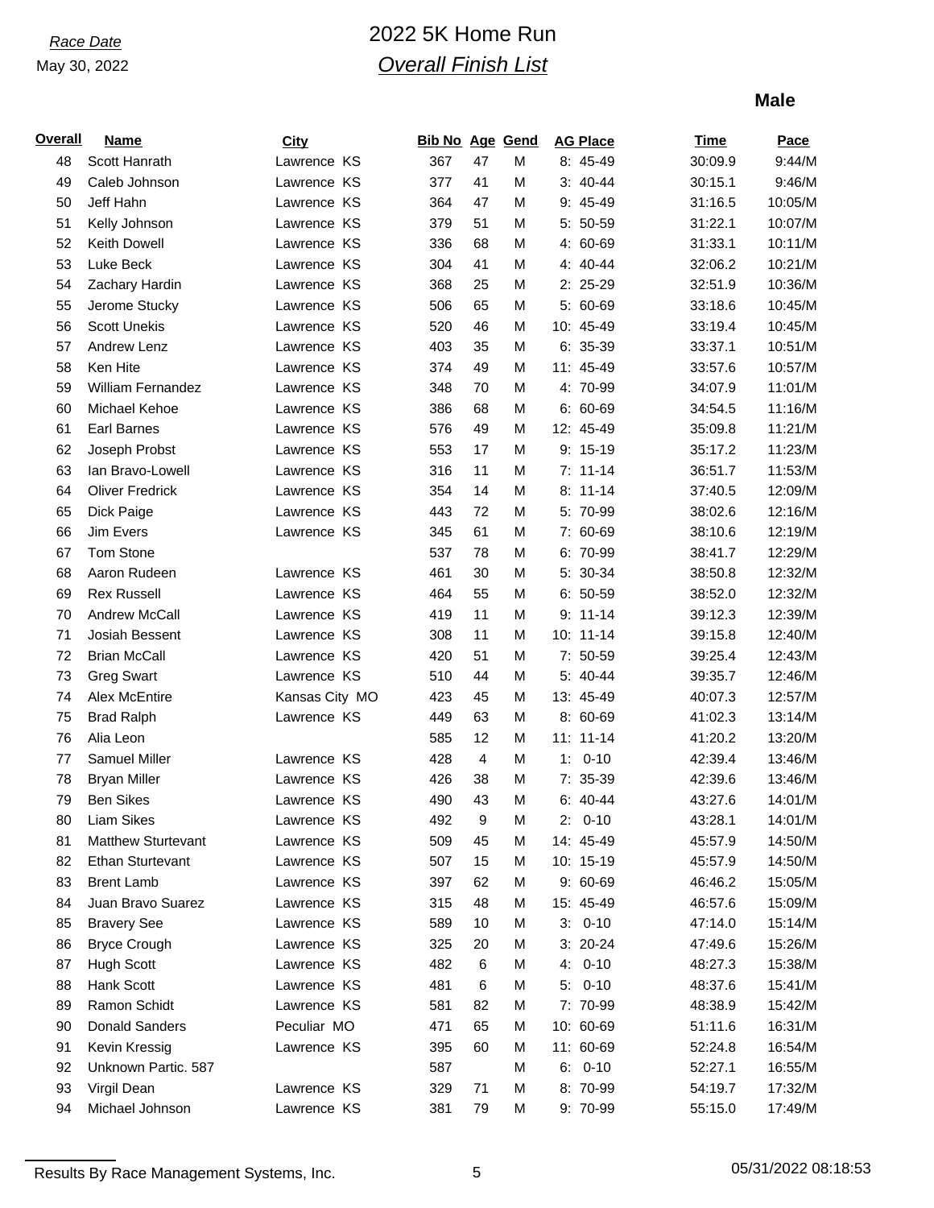*Race Date*
May 30, 2022

# 2022 5K Home Run
## *Overall Finish List*

**Male**

| Overall | Name | City | Bib No | Age | Gend | AG Place | Time | Pace |
|---|---|---|---|---|---|---|---|---|
| 48 | Scott Hanrath | Lawrence KS | 367 | 47 | M | 8: 45-49 | 30:09.9 | 9:44/M |
| 49 | Caleb Johnson | Lawrence KS | 377 | 41 | M | 3: 40-44 | 30:15.1 | 9:46/M |
| 50 | Jeff Hahn | Lawrence KS | 364 | 47 | M | 9: 45-49 | 31:16.5 | 10:05/M |
| 51 | Kelly Johnson | Lawrence KS | 379 | 51 | M | 5: 50-59 | 31:22.1 | 10:07/M |
| 52 | Keith Dowell | Lawrence KS | 336 | 68 | M | 4: 60-69 | 31:33.1 | 10:11/M |
| 53 | Luke Beck | Lawrence KS | 304 | 41 | M | 4: 40-44 | 32:06.2 | 10:21/M |
| 54 | Zachary Hardin | Lawrence KS | 368 | 25 | M | 2: 25-29 | 32:51.9 | 10:36/M |
| 55 | Jerome Stucky | Lawrence KS | 506 | 65 | M | 5: 60-69 | 33:18.6 | 10:45/M |
| 56 | Scott Unekis | Lawrence KS | 520 | 46 | M | 10: 45-49 | 33:19.4 | 10:45/M |
| 57 | Andrew Lenz | Lawrence KS | 403 | 35 | M | 6: 35-39 | 33:37.1 | 10:51/M |
| 58 | Ken Hite | Lawrence KS | 374 | 49 | M | 11: 45-49 | 33:57.6 | 10:57/M |
| 59 | William Fernandez | Lawrence KS | 348 | 70 | M | 4: 70-99 | 34:07.9 | 11:01/M |
| 60 | Michael Kehoe | Lawrence KS | 386 | 68 | M | 6: 60-69 | 34:54.5 | 11:16/M |
| 61 | Earl Barnes | Lawrence KS | 576 | 49 | M | 12: 45-49 | 35:09.8 | 11:21/M |
| 62 | Joseph Probst | Lawrence KS | 553 | 17 | M | 9: 15-19 | 35:17.2 | 11:23/M |
| 63 | Ian Bravo-Lowell | Lawrence KS | 316 | 11 | M | 7: 11-14 | 36:51.7 | 11:53/M |
| 64 | Oliver Fredrick | Lawrence KS | 354 | 14 | M | 8: 11-14 | 37:40.5 | 12:09/M |
| 65 | Dick Paige | Lawrence KS | 443 | 72 | M | 5: 70-99 | 38:02.6 | 12:16/M |
| 66 | Jim Evers | Lawrence KS | 345 | 61 | M | 7: 60-69 | 38:10.6 | 12:19/M |
| 67 | Tom Stone | | 537 | 78 | M | 6: 70-99 | 38:41.7 | 12:29/M |
| 68 | Aaron Rudeen | Lawrence KS | 461 | 30 | M | 5: 30-34 | 38:50.8 | 12:32/M |
| 69 | Rex Russell | Lawrence KS | 464 | 55 | M | 6: 50-59 | 38:52.0 | 12:32/M |
| 70 | Andrew McCall | Lawrence KS | 419 | 11 | M | 9: 11-14 | 39:12.3 | 12:39/M |
| 71 | Josiah Bessent | Lawrence KS | 308 | 11 | M | 10: 11-14 | 39:15.8 | 12:40/M |
| 72 | Brian McCall | Lawrence KS | 420 | 51 | M | 7: 50-59 | 39:25.4 | 12:43/M |
| 73 | Greg Swart | Lawrence KS | 510 | 44 | M | 5: 40-44 | 39:35.7 | 12:46/M |
| 74 | Alex McEntire | Kansas City MO | 423 | 45 | M | 13: 45-49 | 40:07.3 | 12:57/M |
| 75 | Brad Ralph | Lawrence KS | 449 | 63 | M | 8: 60-69 | 41:02.3 | 13:14/M |
| 76 | Alia Leon | | 585 | 12 | M | 11: 11-14 | 41:20.2 | 13:20/M |
| 77 | Samuel Miller | Lawrence KS | 428 | 4 | M | 1: 0-10 | 42:39.4 | 13:46/M |
| 78 | Bryan Miller | Lawrence KS | 426 | 38 | M | 7: 35-39 | 42:39.6 | 13:46/M |
| 79 | Ben Sikes | Lawrence KS | 490 | 43 | M | 6: 40-44 | 43:27.6 | 14:01/M |
| 80 | Liam Sikes | Lawrence KS | 492 | 9 | M | 2: 0-10 | 43:28.1 | 14:01/M |
| 81 | Matthew Sturtevant | Lawrence KS | 509 | 45 | M | 14: 45-49 | 45:57.9 | 14:50/M |
| 82 | Ethan Sturtevant | Lawrence KS | 507 | 15 | M | 10: 15-19 | 45:57.9 | 14:50/M |
| 83 | Brent Lamb | Lawrence KS | 397 | 62 | M | 9: 60-69 | 46:46.2 | 15:05/M |
| 84 | Juan Bravo Suarez | Lawrence KS | 315 | 48 | M | 15: 45-49 | 46:57.6 | 15:09/M |
| 85 | Bravery See | Lawrence KS | 589 | 10 | M | 3: 0-10 | 47:14.0 | 15:14/M |
| 86 | Bryce Crough | Lawrence KS | 325 | 20 | M | 3: 20-24 | 47:49.6 | 15:26/M |
| 87 | Hugh Scott | Lawrence KS | 482 | 6 | M | 4: 0-10 | 48:27.3 | 15:38/M |
| 88 | Hank Scott | Lawrence KS | 481 | 6 | M | 5: 0-10 | 48:37.6 | 15:41/M |
| 89 | Ramon Schidt | Lawrence KS | 581 | 82 | M | 7: 70-99 | 48:38.9 | 15:42/M |
| 90 | Donald Sanders | Peculiar MO | 471 | 65 | M | 10: 60-69 | 51:11.6 | 16:31/M |
| 91 | Kevin Kressig | Lawrence KS | 395 | 60 | M | 11: 60-69 | 52:24.8 | 16:54/M |
| 92 | Unknown Partic. 587 | | 587 | | M | 6: 0-10 | 52:27.1 | 16:55/M |
| 93 | Virgil Dean | Lawrence KS | 329 | 71 | M | 8: 70-99 | 54:19.7 | 17:32/M |
| 94 | Michael Johnson | Lawrence KS | 381 | 79 | M | 9: 70-99 | 55:15.0 | 17:49/M |

Results By Race Management Systems, Inc. 05/31/2022 08:18:53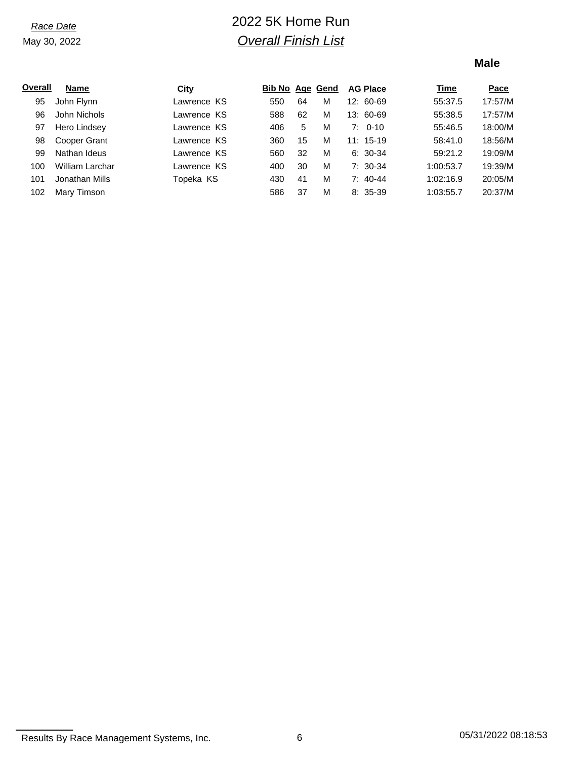*Race Date*

May 30, 2022

# 2022 5K Home Run

## *Overall Finish List*

**Male**

| Overall | Name | City | Bib No | Age | Gend | AG Place | Time | Pace |
|---|---|---|---|---|---|---|---|---|
| 95 | John Flynn | Lawrence KS | 550 | 64 | M | 12: 60-69 | 55:37.5 | 17:57/M |
| 96 | John Nichols | Lawrence KS | 588 | 62 | M | 13: 60-69 | 55:38.5 | 17:57/M |
| 97 | Hero Lindsey | Lawrence KS | 406 | 5 | M | 7: 0-10 | 55:46.5 | 18:00/M |
| 98 | Cooper Grant | Lawrence KS | 360 | 15 | M | 11: 15-19 | 58:41.0 | 18:56/M |
| 99 | Nathan Ideus | Lawrence KS | 560 | 32 | M | 6: 30-34 | 59:21.2 | 19:09/M |
| 100 | William Larchar | Lawrence KS | 400 | 30 | M | 7: 30-34 | 1:00:53.7 | 19:39/M |
| 101 | Jonathan Mills | Topeka KS | 430 | 41 | M | 7: 40-44 | 1:02:16.9 | 20:05/M |
| 102 | Mary Timson | | 586 | 37 | M | 8: 35-39 | 1:03:55.7 | 20:37/M |

Results By Race Management Systems, Inc.

05/31/2022 08:18:53